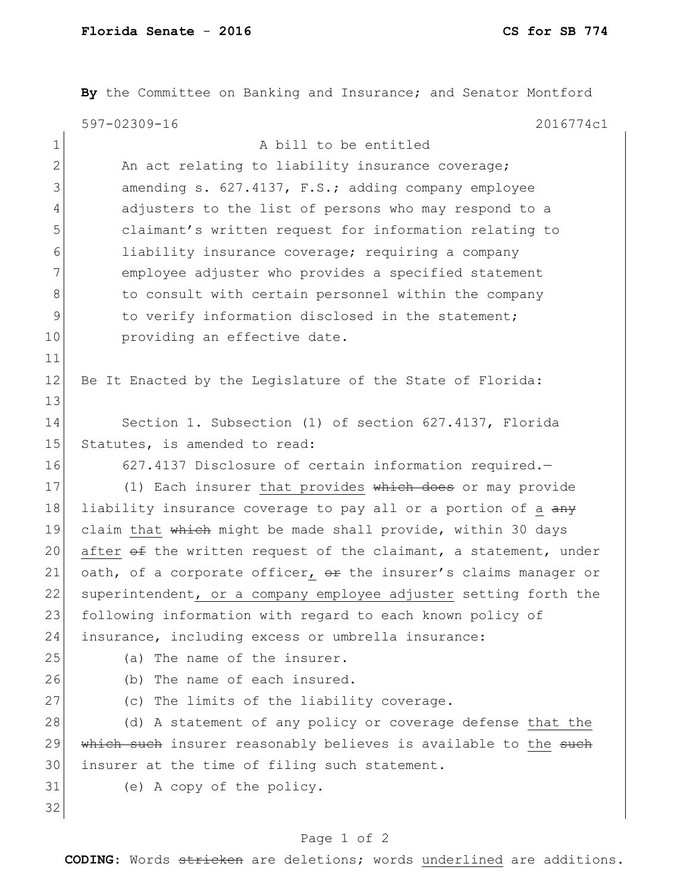**By** the Committee on Banking and Insurance; and Senator Montford

597-02309-16 2016774c1

A bill to be entitled

An act relating to liability insurance coverage; amending s. 627.4137, F.S.; adding company employee adjusters to the list of persons who may respond to a claimant's written request for information relating to liability insurance coverage; requiring a company employee adjuster who provides a specified statement to consult with certain personnel within the company to verify information disclosed in the statement; providing an effective date.

Be It Enacted by the Legislature of the State of Florida:

Section 1. Subsection (1) of section 627.4137, Florida Statutes, is amended to read:

627.4137 Disclosure of certain information required.—

(1) Each insurer <u>that provides</u> ~~which does~~ or may provide liability insurance coverage to pay all or a portion of <u>a</u> ~~any~~ claim <u>that</u> ~~which~~ might be made shall provide, within 30 days <u>after</u> ~~of~~ the written request of the claimant, a statement, under oath, of a corporate officer<u>,</u> ~~or~~ the insurer's claims manager or superintendent<u>, or a company employee adjuster</u> setting forth the following information with regard to each known policy of insurance, including excess or umbrella insurance:

(a) The name of the insurer.

(b) The name of each insured.

(c) The limits of the liability coverage.

(d) A statement of any policy or coverage defense <u>that the</u> ~~which such~~ insurer reasonably believes is available to <u>the</u> ~~such~~ insurer at the time of filing such statement.

(e) A copy of the policy.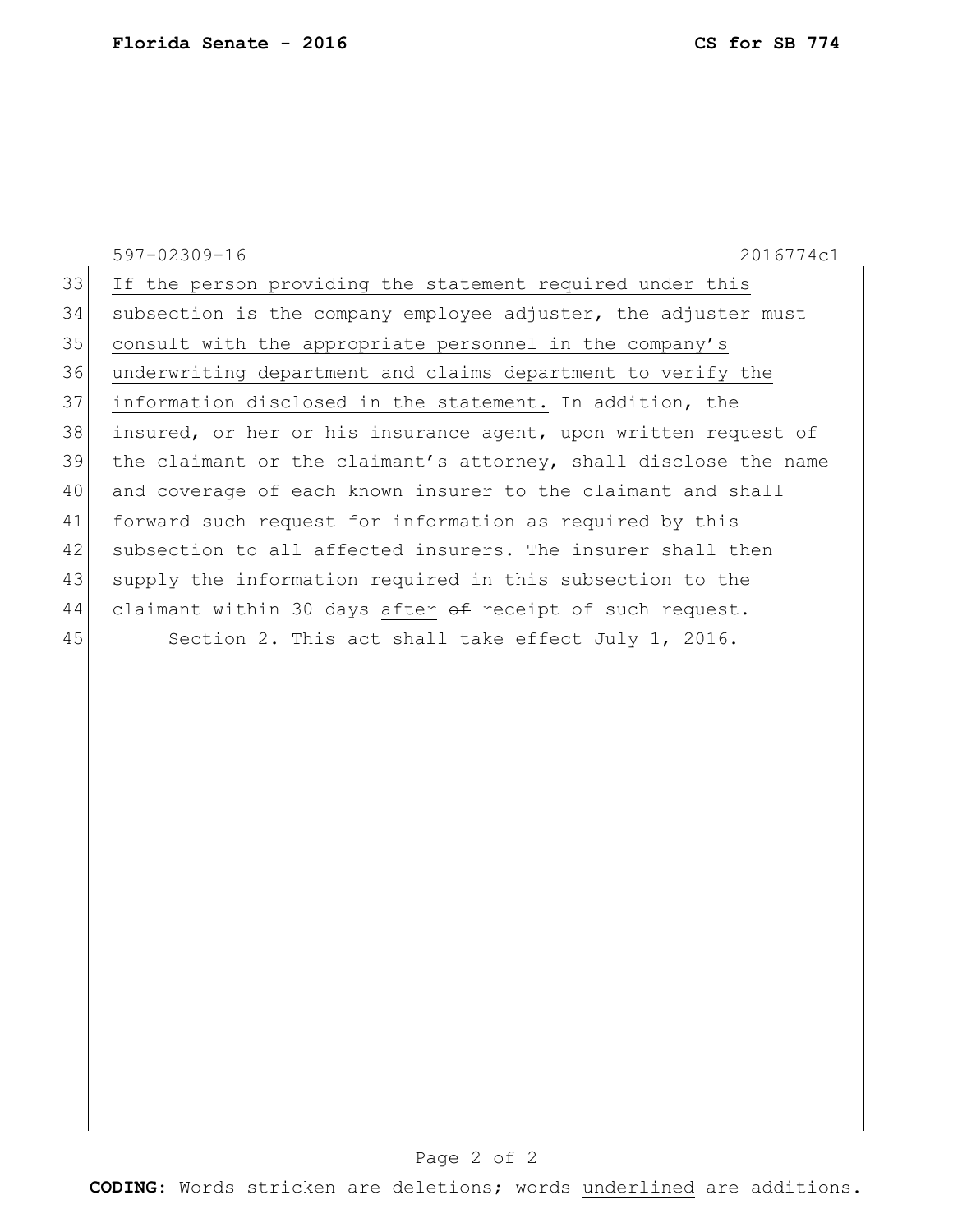597-02309-16 2016774c1

If the person providing the statement required under this subsection is the company employee adjuster, the adjuster must consult with the appropriate personnel in the company's underwriting department and claims department to verify the information disclosed in the statement. In addition, the insured, or her or his insurance agent, upon written request of the claimant or the claimant's attorney, shall disclose the name and coverage of each known insurer to the claimant and shall forward such request for information as required by this subsection to all affected insurers. The insurer shall then supply the information required in this subsection to the claimant within 30 days after ~~of~~ receipt of such request.

Section 2. This act shall take effect July 1, 2016.

**CODING:** Words ~~stricken~~ are deletions; words underlined are additions.